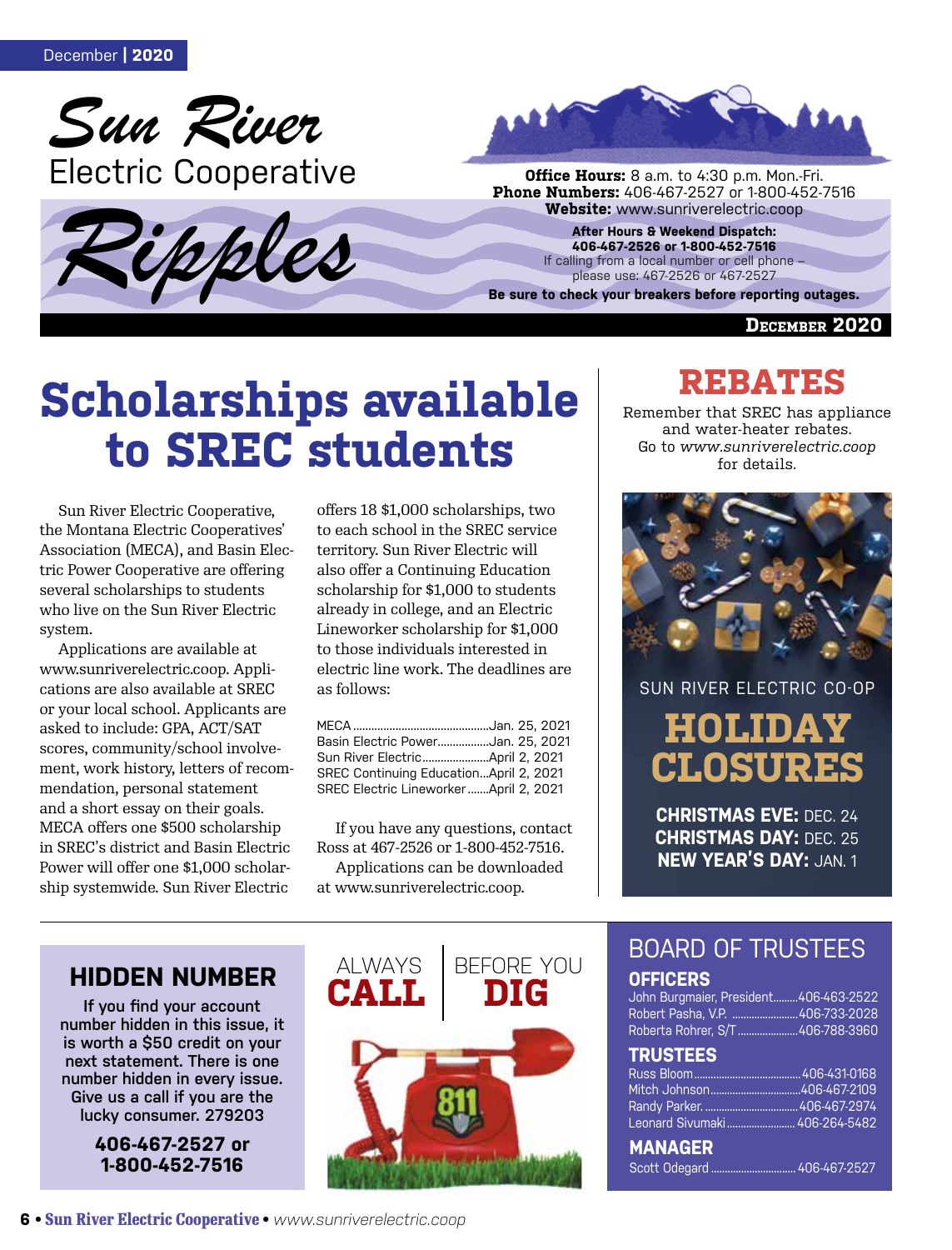# Sun River Electric Cooperative

# Ripples

**Office Hours:** 8 a.m. to 4:30 p.m. Mon.-Fri.
**Phone Numbers:** 406-467-2527 or 1-800-452-7516
**Website:** www.sunriverelectric.coop

**After Hours & Weekend Dispatch:**
**406-467-2526 or 1-800-452-7516**
If calling from a local number or cell phone – please use: 467-2526 or 467-2527

**Be sure to check your breakers before reporting outages.**

**December 2020**

# Scholarships available to SREC students

Sun River Electric Cooperative, the Montana Electric Cooperatives' Association (MECA), and Basin Electric Power Cooperative are offering several scholarships to students who live on the Sun River Electric system.

Applications are available at www.sunriverelectric.coop. Applications are also available at SREC or your local school. Applicants are asked to include: GPA, ACT/SAT scores, community/school involvement, work history, letters of recommendation, personal statement and a short essay on their goals. MECA offers one $500 scholarship in SREC's district and Basin Electric Power will offer one $1,000 scholarship systemwide. Sun River Electric offers 18 $1,000 scholarships, two to each school in the SREC service territory. Sun River Electric will also offer a Continuing Education scholarship for $1,000 to students already in college, and an Electric Lineworker scholarship for $1,000 to those individuals interested in electric line work. The deadlines are as follows:

| | |
|---|---|
| MECA | Jan. 25, 2021 |
| Basin Electric Power | Jan. 25, 2021 |
| Sun River Electric | April 2, 2021 |
| SREC Continuing Education | April 2, 2021 |
| SREC Electric Lineworker | April 2, 2021 |

If you have any questions, contact Ross at 467-2526 or 1-800-452-7516.

Applications can be downloaded at www.sunriverelectric.coop.

## REBATES

Remember that SREC has appliance and water-heater rebates. Go to *www.sunriverelectric.coop* for details.

SUN RIVER ELECTRIC CO-OP

## HOLIDAY CLOSURES

**CHRISTMAS EVE:** DEC. 24
**CHRISTMAS DAY:** DEC. 25
**NEW YEAR'S DAY:** JAN. 1

## HIDDEN NUMBER

If you find your account number hidden in this issue, it is worth a $50 credit on your next statement. There is one number hidden in every issue. Give us a call if you are the lucky consumer. 279203

**406-467-2527 or 1-800-452-7516**

ALWAYS **CALL** BEFORE YOU **DIG**

811

## BOARD OF TRUSTEES

### OFFICERS

| | |
|---|---|
| John Burgmaier, President | 406-463-2522 |
| Robert Pasha, V.P. | 406-733-2028 |
| Roberta Rohrer, S/T | 406-788-3960 |

### TRUSTEES

| | |
|---|---|
| Russ Bloom | 406-431-0168 |
| Mitch Johnson | 406-467-2109 |
| Randy Parker | 406-467-2974 |
| Leonard Sivumaki | 406-264-5482 |

### MANAGER

| | |
|---|---|
| Scott Odegard | 406-467-2527 |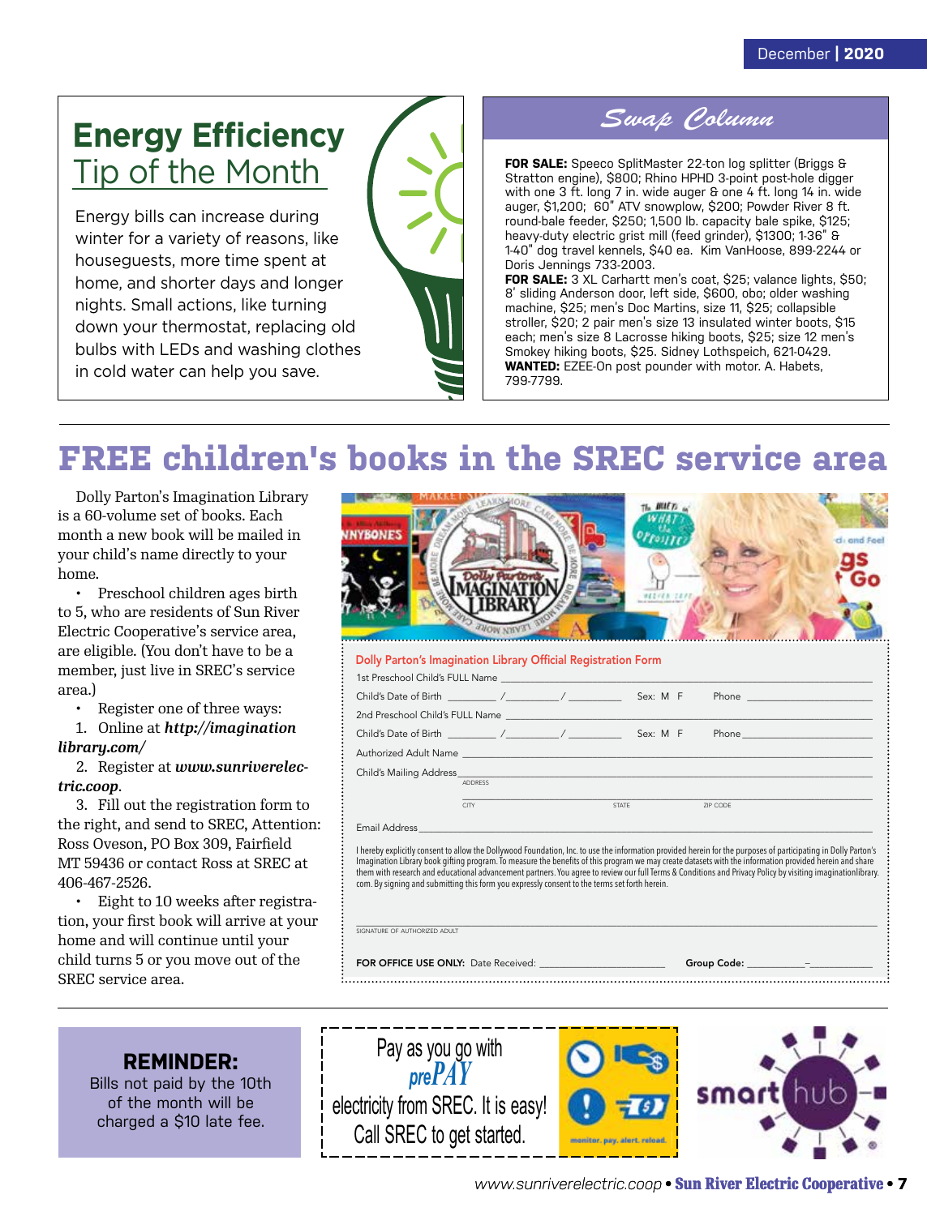## Energy Efficiency Tip of the Month

Energy bills can increase during winter for a variety of reasons, like houseguests, more time spent at home, and shorter days and longer nights. Small actions, like turning down your thermostat, replacing old bulbs with LEDs and washing clothes in cold water can help you save.

## Swap Column

**FOR SALE:** Speeco SplitMaster 22-ton log splitter (Briggs & Stratton engine), $800; Rhino HPHD 3-point post-hole digger with one 3 ft. long 7 in. wide auger & one 4 ft. long 14 in. wide auger, $1,200; 60" ATV snowplow, $200; Powder River 8 ft. round-bale feeder, $250; 1,500 lb. capacity bale spike, $125; heavy-duty electric grist mill (feed grinder), $1300; 1-36" & 1-40" dog travel kennels, $40 ea. Kim VanHoose, 899-2244 or Doris Jennings 733-2003.

**FOR SALE:** 3 XL Carhartt men's coat, $25; valance lights, $50; 8' sliding Anderson door, left side, $600, obo; older washing machine, $25; men's Doc Martins, size 11, $25; collapsible stroller, $20; 2 pair men's size 13 insulated winter boots, $15 each; men's size 8 Lacrosse hiking boots, $25; size 12 men's Smokey hiking boots, $25. Sidney Lothspeich, 621-0429.

**WANTED:** EZEE-On post pounder with motor. A. Habets, 799-7799.

# FREE children's books in the SREC service area

Dolly Parton's Imagination Library is a 60-volume set of books. Each month a new book will be mailed in your child's name directly to your home.

- Preschool children ages birth to 5, who are residents of Sun River Electric Cooperative's service area, are eligible. (You don't have to be a member, just live in SREC's service area.)
- Register one of three ways:

1. Online at ***http://imaginationlibrary.com/***
2. Register at ***www.sunriverelectric.coop***.
3. Fill out the registration form to the right, and send to SREC, Attention: Ross Oveson, PO Box 309, Fairfield MT 59436 or contact Ross at SREC at 406-467-2526.

- Eight to 10 weeks after registration, your first book will arrive at your home and will continue until your child turns 5 or you move out of the SREC service area.

**Dolly Parton's Imagination Library Official Registration Form**

1st Preschool Child's FULL Name ____________________

Child's Date of Birth ______ / ______ / ______ Sex: M F Phone ____________

2nd Preschool Child's FULL Name ____________________

Child's Date of Birth ______ / ______ / ______ Sex: M F Phone ____________

Authorized Adult Name ____________________

Child's Mailing Address ____________________
ADDRESS

____________________
CITY STATE ZIP CODE

Email Address ____________________

I hereby explicitly consent to allow the Dollywood Foundation, Inc. to use the information provided herein for the purposes of participating in Dolly Parton's Imagination Library book gifting program. To measure the benefits of this program we may create datasets with the information provided herein and share them with research and educational advancement partners. You agree to review our full Terms & Conditions and Privacy Policy by visiting imaginationlibrary.com. By signing and submitting this form you expressly consent to the terms set forth herein.

____________________
SIGNATURE OF AUTHORIZED ADULT

**FOR OFFICE USE ONLY:** Date Received: ____________ **Group Code:** ______–______

**REMINDER:**
Bills not paid by the 10th of the month will be charged a $10 late fee.

Pay as you go with *prePAY* electricity from SREC. It is easy! Call SREC to get started.

monitor. pay. alert. reload.

smarthub